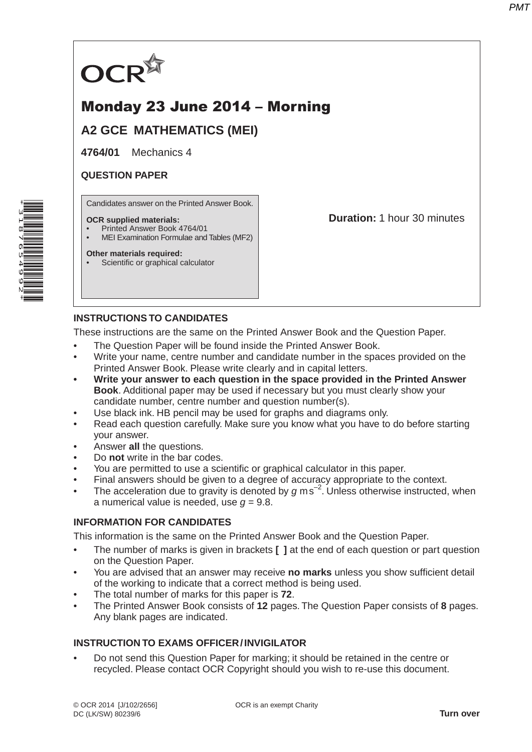OCR

# Monday 23 June 2014 – Morning

## A2 GCE MATHEMATICS (MEI)

**4764/01** Mechanics 4

**QUESTION PAPER**

Candidates answer on the Printed Answer Book.

**OCR supplied materials:**
- Printed Answer Book 4764/01
- MEI Examination Formulae and Tables (MF2)

**Other materials required:**
- Scientific or graphical calculator

**Duration:** 1 hour 30 minutes

**INSTRUCTIONS TO CANDIDATES**

These instructions are the same on the Printed Answer Book and the Question Paper.

- The Question Paper will be found inside the Printed Answer Book.
- Write your name, centre number and candidate number in the spaces provided on the Printed Answer Book. Please write clearly and in capital letters.
- **Write your answer to each question in the space provided in the Printed Answer Book**. Additional paper may be used if necessary but you must clearly show your candidate number, centre number and question number(s).
- Use black ink. HB pencil may be used for graphs and diagrams only.
- Read each question carefully. Make sure you know what you have to do before starting your answer.
- Answer **all** the questions.
- Do **not** write in the bar codes.
- You are permitted to use a scientific or graphical calculator in this paper.
- Final answers should be given to a degree of accuracy appropriate to the context.
- The acceleration due to gravity is denoted by $g$ m s$^{-2}$. Unless otherwise instructed, when a numerical value is needed, use $g = 9.8$.

**INFORMATION FOR CANDIDATES**

This information is the same on the Printed Answer Book and the Question Paper.

- The number of marks is given in brackets **[ ]** at the end of each question or part question on the Question Paper.
- You are advised that an answer may receive **no marks** unless you show sufficient detail of the working to indicate that a correct method is being used.
- The total number of marks for this paper is **72**.
- The Printed Answer Book consists of **12** pages. The Question Paper consists of **8** pages. Any blank pages are indicated.

**INSTRUCTION TO EXAMS OFFICER / INVIGILATOR**

- Do not send this Question Paper for marking; it should be retained in the centre or recycled. Please contact OCR Copyright should you wish to re-use this document.

© OCR 2014 [J/102/2656]
DC (LK/SW) 80239/6

OCR is an exempt Charity

**Turn over**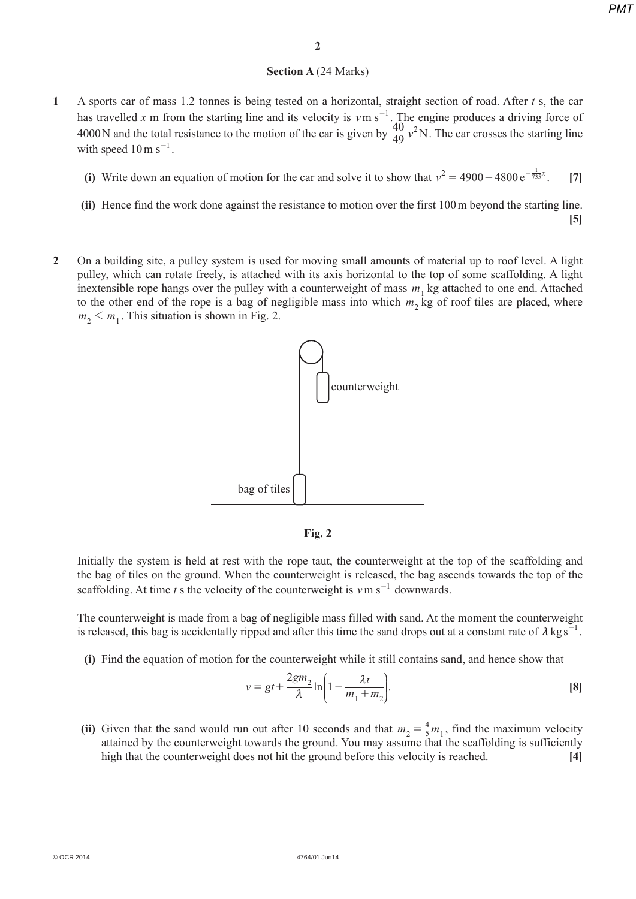## Section A (24 Marks)

**1** A sports car of mass 1.2 tonnes is being tested on a horizontal, straight section of road. After $t$ s, the car has travelled $x$ m from the starting line and its velocity is $v\,\text{m s}^{-1}$. The engine produces a driving force of 4000 N and the total resistance to the motion of the car is given by $\frac{40}{49}v^2$ N. The car crosses the starting line with speed $10\,\text{m s}^{-1}$.

**(i)** Write down an equation of motion for the car and solve it to show that $v^2 = 4900 - 4800\,\mathrm{e}^{-\frac{1}{735}x}$. **[7]**

**(ii)** Hence find the work done against the resistance to motion over the first 100 m beyond the starting line. **[5]**

**2** On a building site, a pulley system is used for moving small amounts of material up to roof level. A light pulley, which can rotate freely, is attached with its axis horizontal to the top of some scaffolding. A light inextensible rope hangs over the pulley with a counterweight of mass $m_1$ kg attached to one end. Attached to the other end of the rope is a bag of negligible mass into which $m_2$ kg of roof tiles are placed, where $m_2 < m_1$. This situation is shown in Fig. 2.

counterweight

bag of tiles

**Fig. 2**

Initially the system is held at rest with the rope taut, the counterweight at the top of the scaffolding and the bag of tiles on the ground. When the counterweight is released, the bag ascends towards the top of the scaffolding. At time $t$ s the velocity of the counterweight is $v\,\text{m s}^{-1}$ downwards.

The counterweight is made from a bag of negligible mass filled with sand. At the moment the counterweight is released, this bag is accidentally ripped and after this time the sand drops out at a constant rate of $\lambda\,\text{kg s}^{-1}$.

**(i)** Find the equation of motion for the counterweight while it still contains sand, and hence show that

$$v = gt + \frac{2gm_2}{\lambda}\ln\left(1 - \frac{\lambda t}{m_1 + m_2}\right).$$ **[8]**

**(ii)** Given that the sand would run out after 10 seconds and that $m_2 = \frac{4}{5}m_1$, find the maximum velocity attained by the counterweight towards the ground. You may assume that the scaffolding is sufficiently high that the counterweight does not hit the ground before this velocity is reached. **[4]**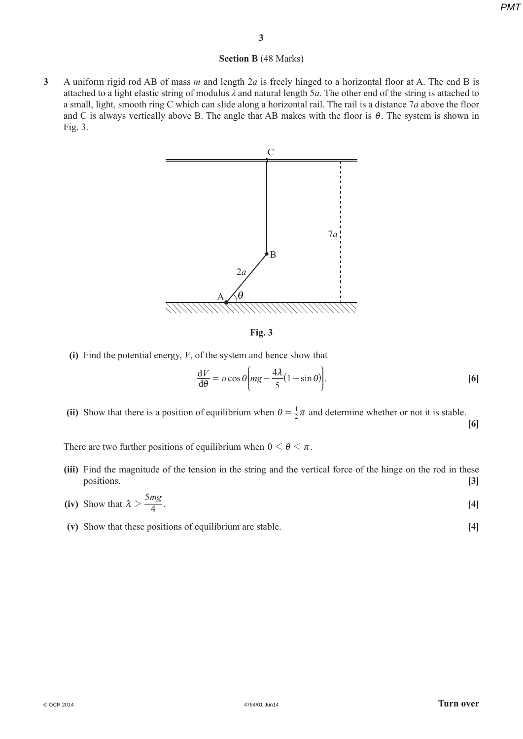## Section B (48 Marks)

**3** A uniform rigid rod AB of mass $m$ and length $2a$ is freely hinged to a horizontal floor at A. The end B is attached to a light elastic string of modulus $\lambda$ and natural length $5a$. The other end of the string is attached to a small, light, smooth ring C which can slide along a horizontal rail. The rail is a distance $7a$ above the floor and C is always vertically above B. The angle that AB makes with the floor is $\theta$. The system is shown in Fig. 3.

**Fig. 3**

**(i)** Find the potential energy, $V$, of the system and hence show that

$$\frac{\mathrm{d}V}{\mathrm{d}\theta} = a\cos\theta\left(mg - \frac{4\lambda}{5}(1-\sin\theta)\right).$$

**[6]**

**(ii)** Show that there is a position of equilibrium when $\theta = \frac{1}{2}\pi$ and determine whether or not it is stable. **[6]**

There are two further positions of equilibrium when $0 < \theta < \pi$.

**(iii)** Find the magnitude of the tension in the string and the vertical force of the hinge on the rod in these positions. **[3]**

**(iv)** Show that $\lambda > \dfrac{5mg}{4}$. **[4]**

**(v)** Show that these positions of equilibrium are stable. **[4]**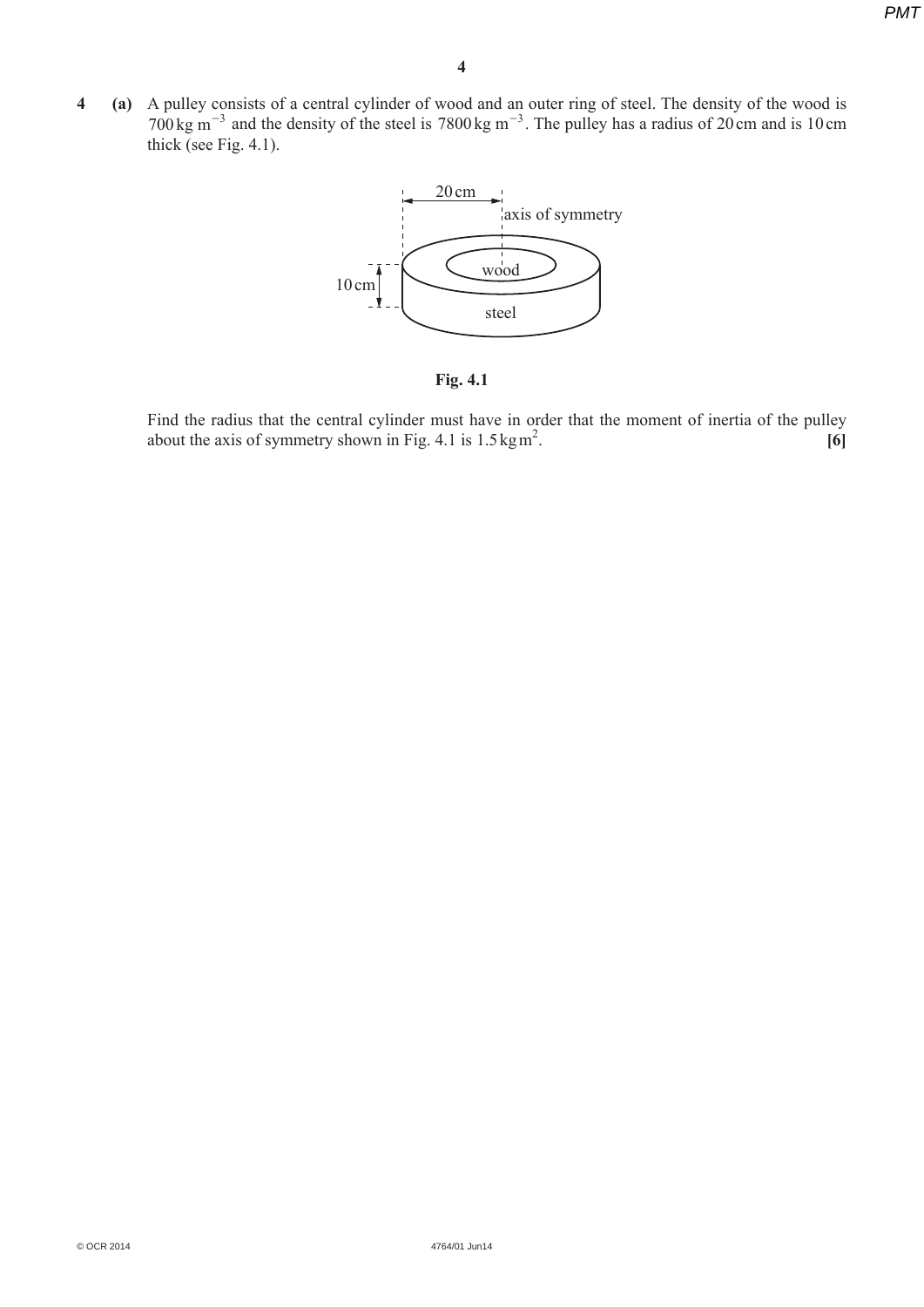**4 (a)** A pulley consists of a central cylinder of wood and an outer ring of steel. The density of the wood is $700\,\text{kg m}^{-3}$ and the density of the steel is $7800\,\text{kg m}^{-3}$. The pulley has a radius of 20 cm and is 10 cm thick (see Fig. 4.1).

**Fig. 4.1**

Find the radius that the central cylinder must have in order that the moment of inertia of the pulley about the axis of symmetry shown in Fig. 4.1 is $1.5\,\text{kg m}^2$. **[6]**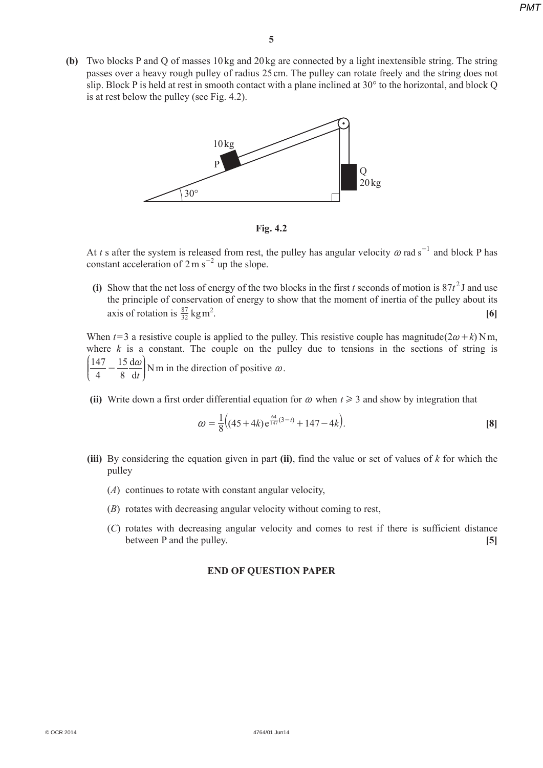**(b)** Two blocks P and Q of masses 10 kg and 20 kg are connected by a light inextensible string. The string passes over a heavy rough pulley of radius 25 cm. The pulley can rotate freely and the string does not slip. Block P is held at rest in smooth contact with a plane inclined at 30° to the horizontal, and block Q is at rest below the pulley (see Fig. 4.2).

10 kg

P

Q

20 kg

30°

**Fig. 4.2**

At $t$ s after the system is released from rest, the pulley has angular velocity $\omega$ rad s$^{-1}$ and block P has constant acceleration of 2 m s$^{-2}$ up the slope.

**(i)** Show that the net loss of energy of the two blocks in the first $t$ seconds of motion is $87t^2$ J and use the principle of conservation of energy to show that the moment of inertia of the pulley about its axis of rotation is $\frac{87}{32}$ kg m$^2$. **[6]**

When $t = 3$ a resistive couple is applied to the pulley. This resistive couple has magnitude $(2\omega + k)$ N m, where $k$ is a constant. The couple on the pulley due to tensions in the sections of string is $\left(\frac{147}{4} - \frac{15}{8}\frac{\mathrm{d}\omega}{\mathrm{d}t}\right)$ N m in the direction of positive $\omega$.

**(ii)** Write down a first order differential equation for $\omega$ when $t \geqslant 3$ and show by integration that

$$\omega = \frac{1}{8}\left((45 + 4k)\mathrm{e}^{\frac{64}{147}(3-t)} + 147 - 4k\right).$$ **[8]**

**(iii)** By considering the equation given in part **(ii)**, find the value or set of values of $k$ for which the pulley

(*A*) continues to rotate with constant angular velocity,

(*B*) rotates with decreasing angular velocity without coming to rest,

(*C*) rotates with decreasing angular velocity and comes to rest if there is sufficient distance between P and the pulley. **[5]**

**END OF QUESTION PAPER**